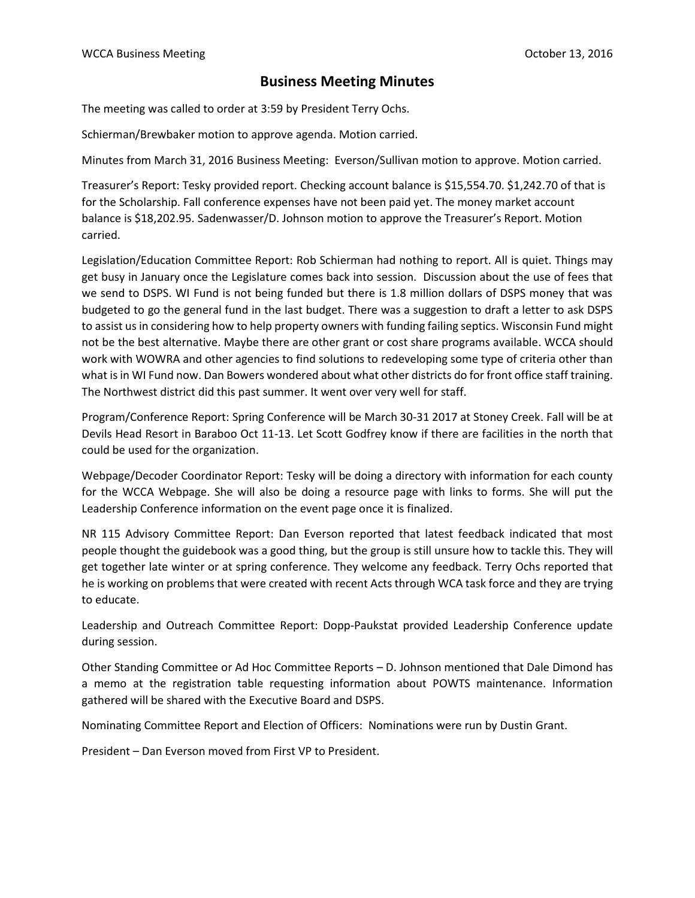# Business Meeting Minutes

The meeting was called to order at 3:59 by President Terry Ochs.

Schierman/Brewbaker motion to approve agenda. Motion carried.

Minutes from March 31, 2016 Business Meeting: Everson/Sullivan motion to approve. Motion carried.

Treasurer's Report: Tesky provided report. Checking account balance is $15,554.70. $1,242.70 of that is for the Scholarship. Fall conference expenses have not been paid yet. The money market account balance is $18,202.95. Sadenwasser/D. Johnson motion to approve the Treasurer's Report. Motion carried.

Legislation/Education Committee Report: Rob Schierman had nothing to report. All is quiet. Things may get busy in January once the Legislature comes back into session. Discussion about the use of fees that we send to DSPS. WI Fund is not being funded but there is 1.8 million dollars of DSPS money that was budgeted to go the general fund in the last budget. There was a suggestion to draft a letter to ask DSPS to assist us in considering how to help property owners with funding failing septics. Wisconsin Fund might not be the best alternative. Maybe there are other grant or cost share programs available. WCCA should work with WOWRA and other agencies to find solutions to redeveloping some type of criteria other than what is in WI Fund now. Dan Bowers wondered about what other districts do for front office staff training. The Northwest district did this past summer. It went over very well for staff.

Program/Conference Report: Spring Conference will be March 30-31 2017 at Stoney Creek. Fall will be at Devils Head Resort in Baraboo Oct 11-13. Let Scott Godfrey know if there are facilities in the north that could be used for the organization.

Webpage/Decoder Coordinator Report: Tesky will be doing a directory with information for each county for the WCCA Webpage. She will also be doing a resource page with links to forms. She will put the Leadership Conference information on the event page once it is finalized.

NR 115 Advisory Committee Report: Dan Everson reported that latest feedback indicated that most people thought the guidebook was a good thing, but the group is still unsure how to tackle this. They will get together late winter or at spring conference. They welcome any feedback. Terry Ochs reported that he is working on problems that were created with recent Acts through WCA task force and they are trying to educate.

Leadership and Outreach Committee Report: Dopp-Paukstat provided Leadership Conference update during session.

Other Standing Committee or Ad Hoc Committee Reports – D. Johnson mentioned that Dale Dimond has a memo at the registration table requesting information about POWTS maintenance. Information gathered will be shared with the Executive Board and DSPS.

Nominating Committee Report and Election of Officers: Nominations were run by Dustin Grant.

President – Dan Everson moved from First VP to President.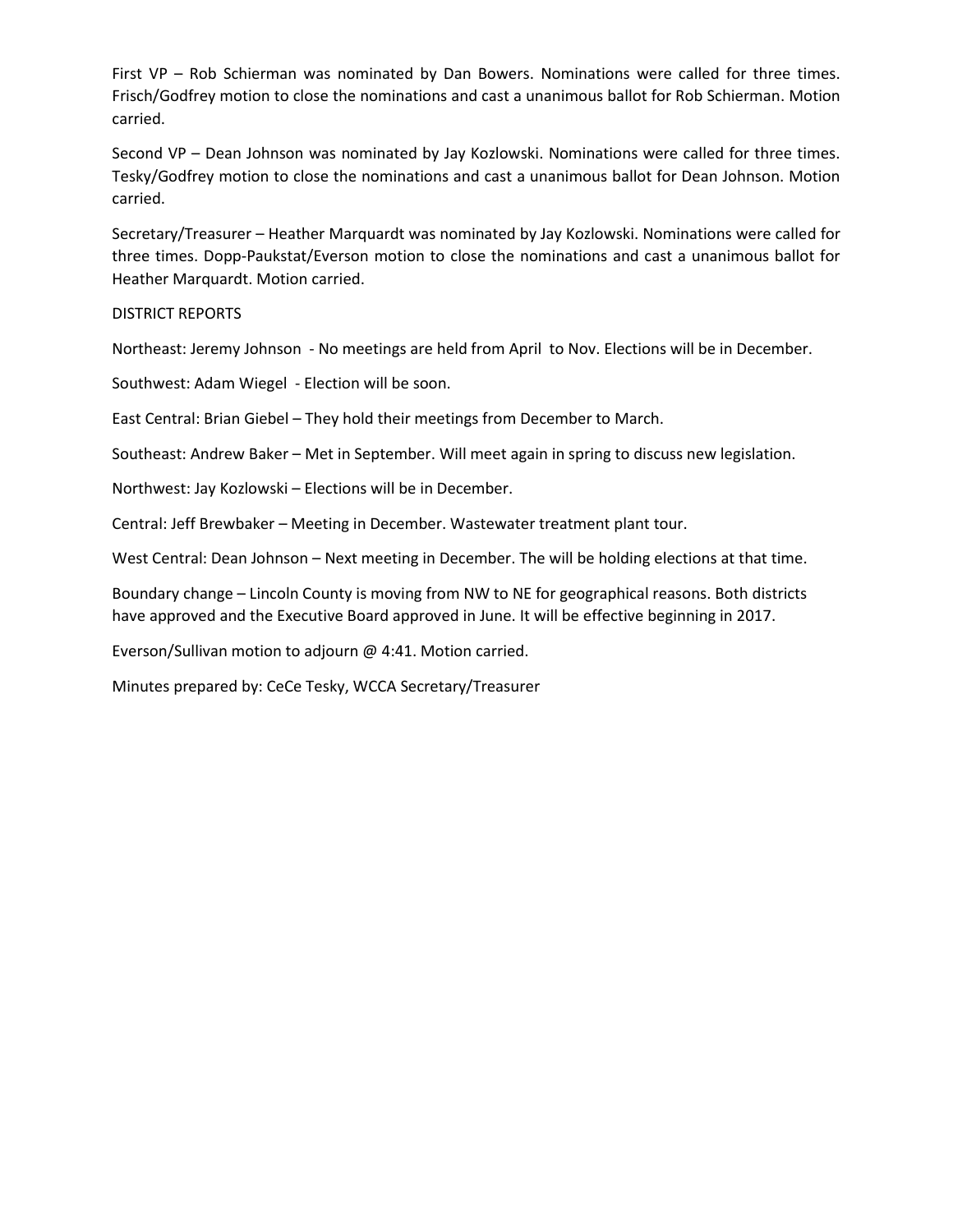First VP – Rob Schierman was nominated by Dan Bowers. Nominations were called for three times. Frisch/Godfrey motion to close the nominations and cast a unanimous ballot for Rob Schierman. Motion carried.

Second VP – Dean Johnson was nominated by Jay Kozlowski. Nominations were called for three times. Tesky/Godfrey motion to close the nominations and cast a unanimous ballot for Dean Johnson. Motion carried.

Secretary/Treasurer – Heather Marquardt was nominated by Jay Kozlowski. Nominations were called for three times. Dopp-Paukstat/Everson motion to close the nominations and cast a unanimous ballot for Heather Marquardt. Motion carried.

DISTRICT REPORTS

Northeast: Jeremy Johnson - No meetings are held from April to Nov. Elections will be in December.

Southwest: Adam Wiegel - Election will be soon.

East Central: Brian Giebel – They hold their meetings from December to March.

Southeast: Andrew Baker – Met in September. Will meet again in spring to discuss new legislation.

Northwest: Jay Kozlowski – Elections will be in December.

Central: Jeff Brewbaker – Meeting in December. Wastewater treatment plant tour.

West Central: Dean Johnson – Next meeting in December. The will be holding elections at that time.

Boundary change – Lincoln County is moving from NW to NE for geographical reasons. Both districts have approved and the Executive Board approved in June. It will be effective beginning in 2017.

Everson/Sullivan motion to adjourn @ 4:41. Motion carried.

Minutes prepared by: CeCe Tesky, WCCA Secretary/Treasurer